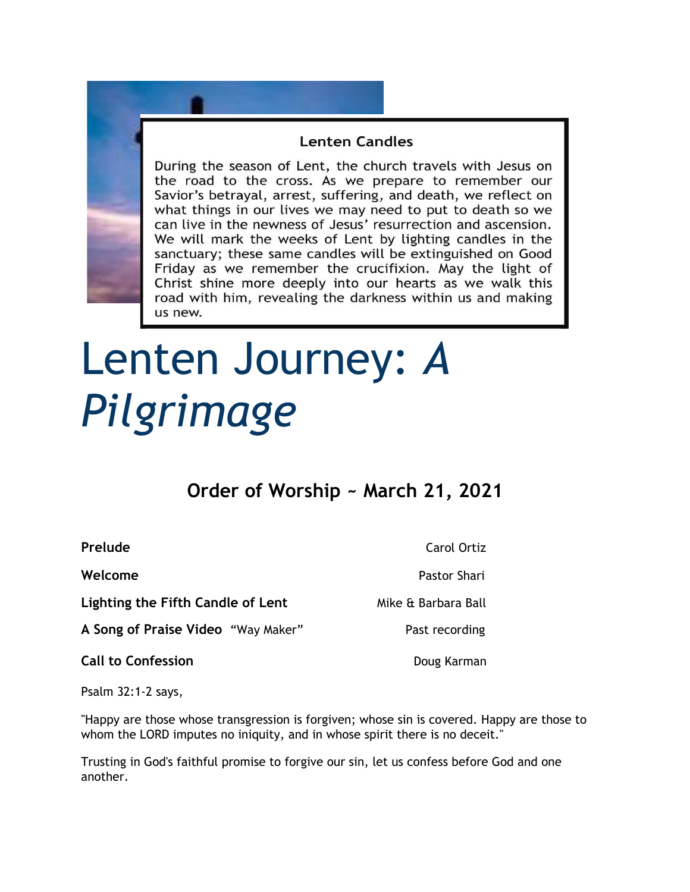### Lenten Candles

During the season of Lent, the church travels with Jesus on the road to the cross. As we prepare to remember our Savior's betrayal, arrest, suffering, and death, we reflect on what things in our lives we may need to put to death so we can live in the newness of Jesus' resurrection and ascension. We will mark the weeks of Lent by lighting candles in the sanctuary; these same candles will be extinguished on Good Friday as we remember the crucifixion. May the light of Christ shine more deeply into our hearts as we walk this road with him, revealing the darkness within us and making us new.

# Lenten Journey: *A Pilgrimage*

## Order of Worship ~ March 21, 2021

**Prelude** — Carol Ortiz

**Welcome** — Pastor Shari

**Lighting the Fifth Candle of Lent** — Mike & Barbara Ball

**A Song of Praise Video** "Way Maker" — Past recording

**Call to Confession** — Doug Karman

Psalm 32:1-2 says,

"Happy are those whose transgression is forgiven; whose sin is covered. Happy are those to whom the LORD imputes no iniquity, and in whose spirit there is no deceit."

Trusting in God's faithful promise to forgive our sin, let us confess before God and one another.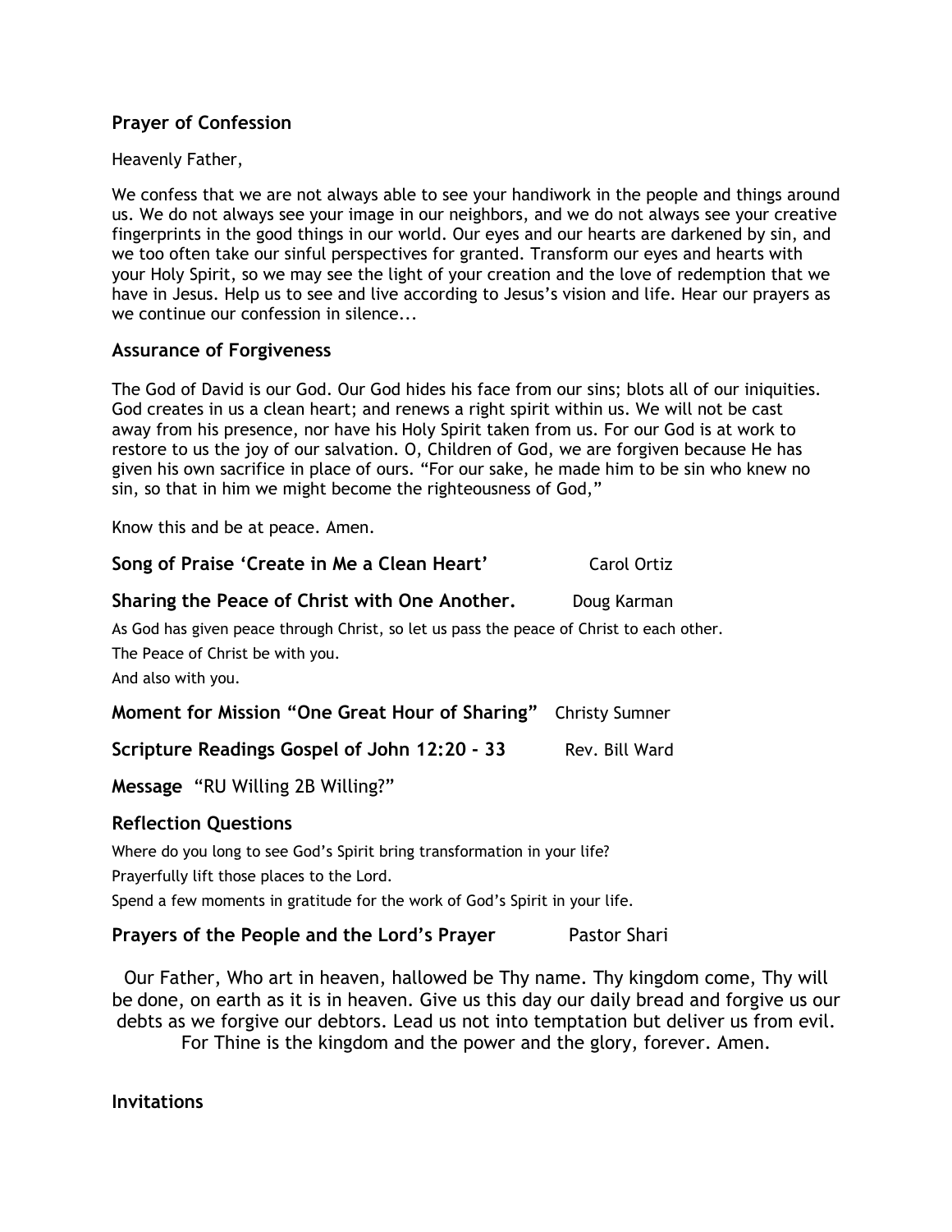## Prayer of Confession

Heavenly Father,

We confess that we are not always able to see your handiwork in the people and things around us. We do not always see your image in our neighbors, and we do not always see your creative fingerprints in the good things in our world. Our eyes and our hearts are darkened by sin, and we too often take our sinful perspectives for granted. Transform our eyes and hearts with your Holy Spirit, so we may see the light of your creation and the love of redemption that we have in Jesus. Help us to see and live according to Jesus's vision and life. Hear our prayers as we continue our confession in silence...

## Assurance of Forgiveness

The God of David is our God. Our God hides his face from our sins; blots all of our iniquities. God creates in us a clean heart; and renews a right spirit within us. We will not be cast away from his presence, nor have his Holy Spirit taken from us. For our God is at work to restore to us the joy of our salvation. O, Children of God, we are forgiven because He has given his own sacrifice in place of ours. "For our sake, he made him to be sin who knew no sin, so that in him we might become the righteousness of God,"

Know this and be at peace. Amen.

**Song of Praise 'Create in Me a Clean Heart'** Carol Ortiz

**Sharing the Peace of Christ with One Another.** Doug Karman

As God has given peace through Christ, so let us pass the peace of Christ to each other.

The Peace of Christ be with you.

And also with you.

**Moment for Mission "One Great Hour of Sharing"** Christy Sumner

**Scripture Readings Gospel of John 12:20 - 33** Rev. Bill Ward

**Message** "RU Willing 2B Willing?"

## Reflection Questions

Where do you long to see God's Spirit bring transformation in your life?

Prayerfully lift those places to the Lord.

Spend a few moments in gratitude for the work of God's Spirit in your life.

**Prayers of the People and the Lord's Prayer** Pastor Shari

Our Father, Who art in heaven, hallowed be Thy name. Thy kingdom come, Thy will be done, on earth as it is in heaven. Give us this day our daily bread and forgive us our debts as we forgive our debtors. Lead us not into temptation but deliver us from evil. For Thine is the kingdom and the power and the glory, forever. Amen.

**Invitations**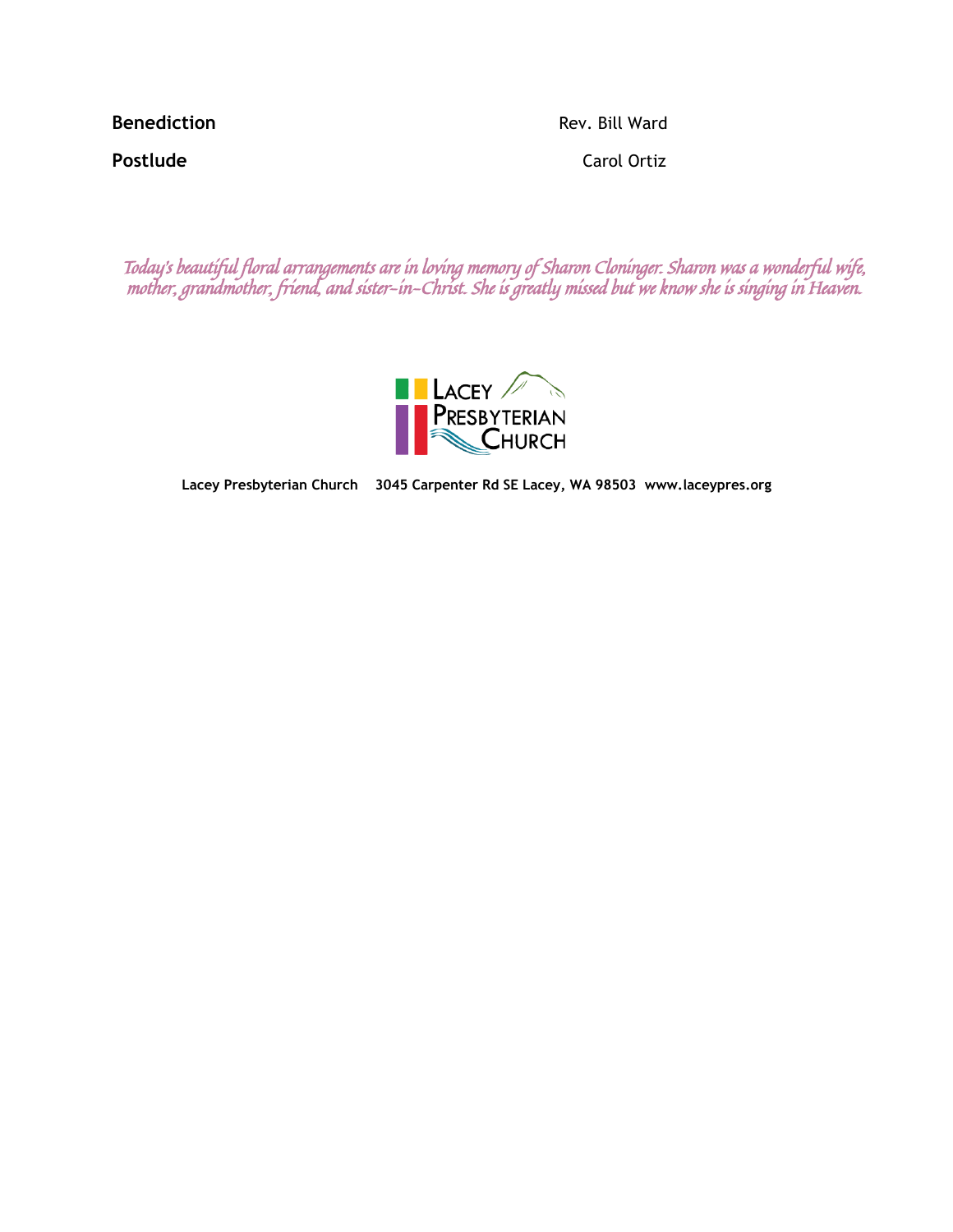**Benediction** Rev. Bill Ward

**Postlude** Carol Ortiz

*Today's beautiful floral arrangements are in loving memory of Sharon Cloninger. Sharon was a wonderful wife, mother, grandmother, friend, and sister-in-Christ. She is greatly missed but we know she is singing in Heaven.*

LACEY PRESBYTERIAN CHURCH

**Lacey Presbyterian Church 3045 Carpenter Rd SE Lacey, WA 98503 www.laceypres.org**